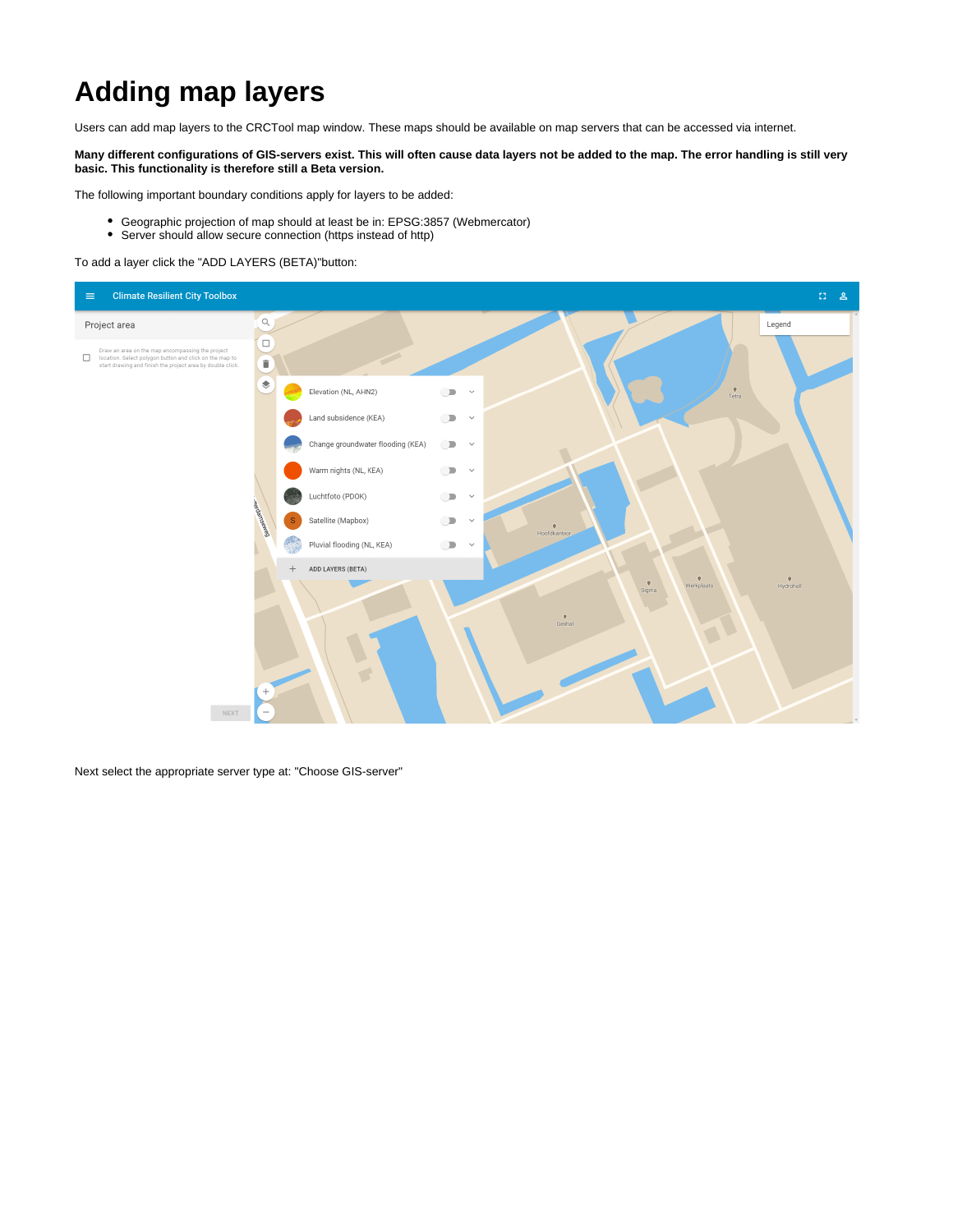# Adding map layers

Users can add map layers to the CRCTool map window. These maps should be available on map servers that can be accessed via internet.

**Many different configurations of GIS-servers exist. This will often cause data layers not be added to the map. The error handling is still very basic. This functionality is therefore still a Beta version.**

The following important boundary conditions apply for layers to be added:

- Geographic projection of map should at least be in: EPSG:3857 (Webmercator)
- Server should allow secure connection (https instead of http)

To add a layer click the "ADD LAYERS (BETA)"button:

Next select the appropriate server type at: "Choose GIS-server"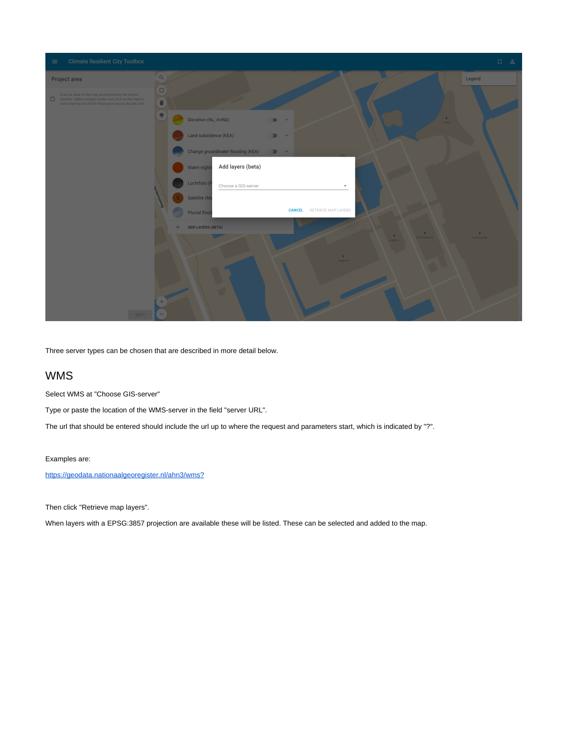Three server types can be chosen that are described in more detail below.

## WMS

Select WMS at "Choose GIS-server"

Type or paste the location of the WMS-server in the field "server URL".

The url that should be entered should include the url up to where the request and parameters start, which is indicated by "?".

Examples are:

https://geodata.nationaalgeoregister.nl/ahn3/wms?

Then click "Retrieve map layers".

When layers with a EPSG:3857 projection are available these will be listed. These can be selected and added to the map.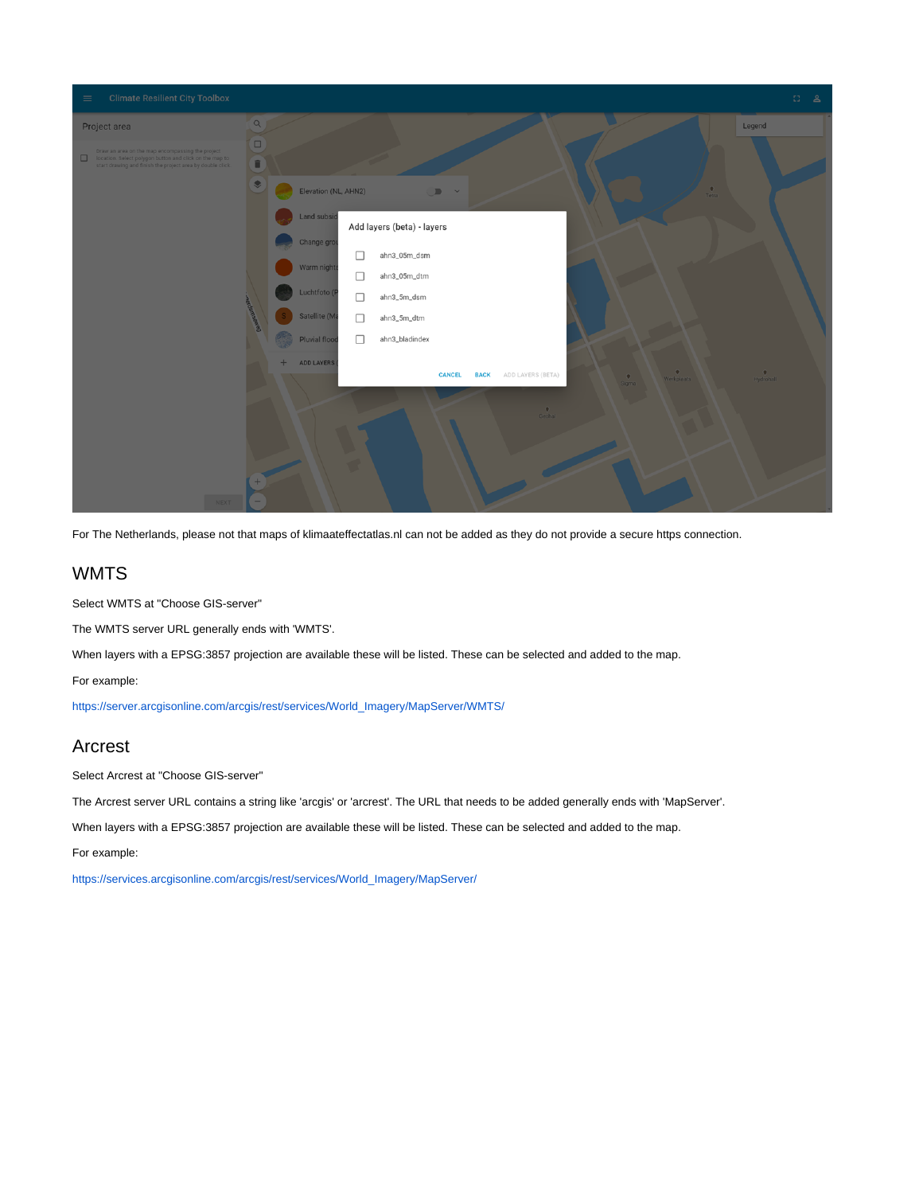For The Netherlands, please not that maps of klimaateffectatlas.nl can not be added as they do not provide a secure https connection.

## WMTS

Select WMTS at "Choose GIS-server"

The WMTS server URL generally ends with 'WMTS'.

When layers with a EPSG:3857 projection are available these will be listed. These can be selected and added to the map.

For example:

https://server.arcgisonline.com/arcgis/rest/services/World_Imagery/MapServer/WMTS/

## Arcrest

Select Arcrest at "Choose GIS-server"

The Arcrest server URL contains a string like 'arcgis' or 'arcrest'. The URL that needs to be added generally ends with 'MapServer'.

When layers with a EPSG:3857 projection are available these will be listed. These can be selected and added to the map.

For example:

https://services.arcgisonline.com/arcgis/rest/services/World_Imagery/MapServer/